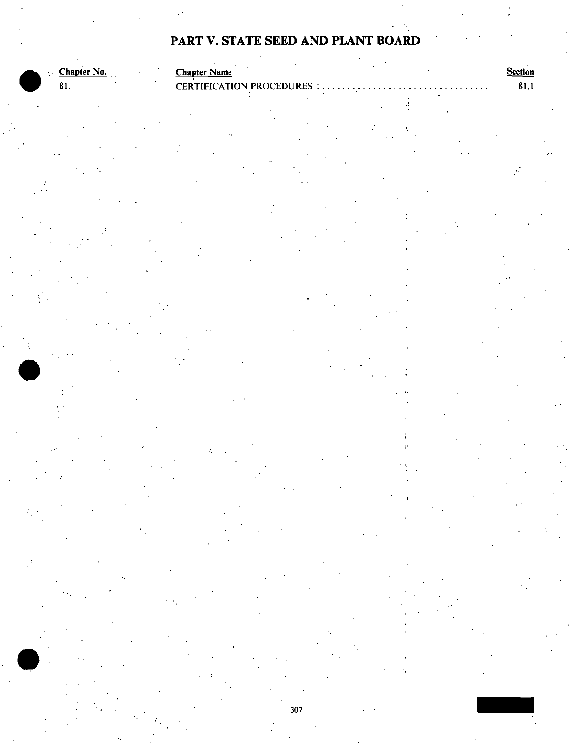# PART V. STATE SEED AND PLANT BOARD

| Chapter No. | Chapter Name | Section |
|---|---|---|
| 81. | CERTIFICATION PROCEDURES | 81.1 |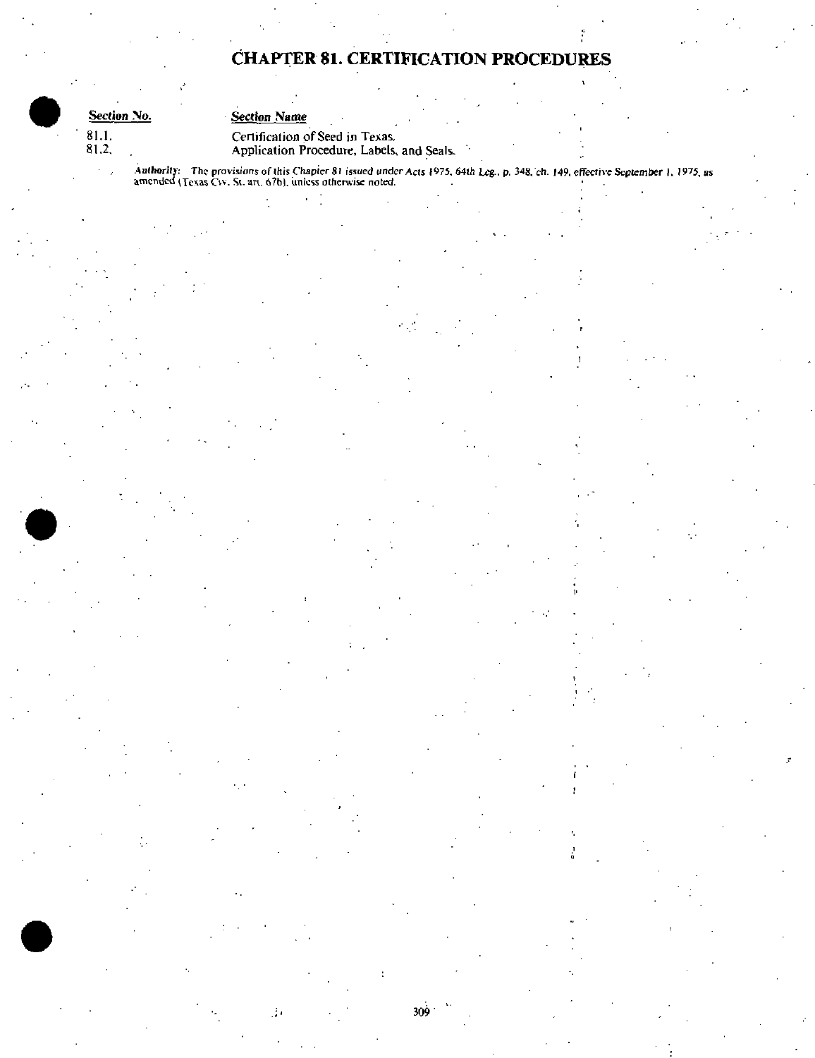# CHAPTER 81. CERTIFICATION PROCEDURES

| Section No. | Section Name |
|---|---|
| 81.1. | Certification of Seed in Texas. |
| 81.2. | Application Procedure, Labels, and Seals. |

**Authority:** The provisions of this Chapter 81 issued under Acts 1975, 64th Leg., p. 348, ch. 149, effective September 1, 1975, as amended (Texas Civ. St. art. 67b), unless otherwise noted.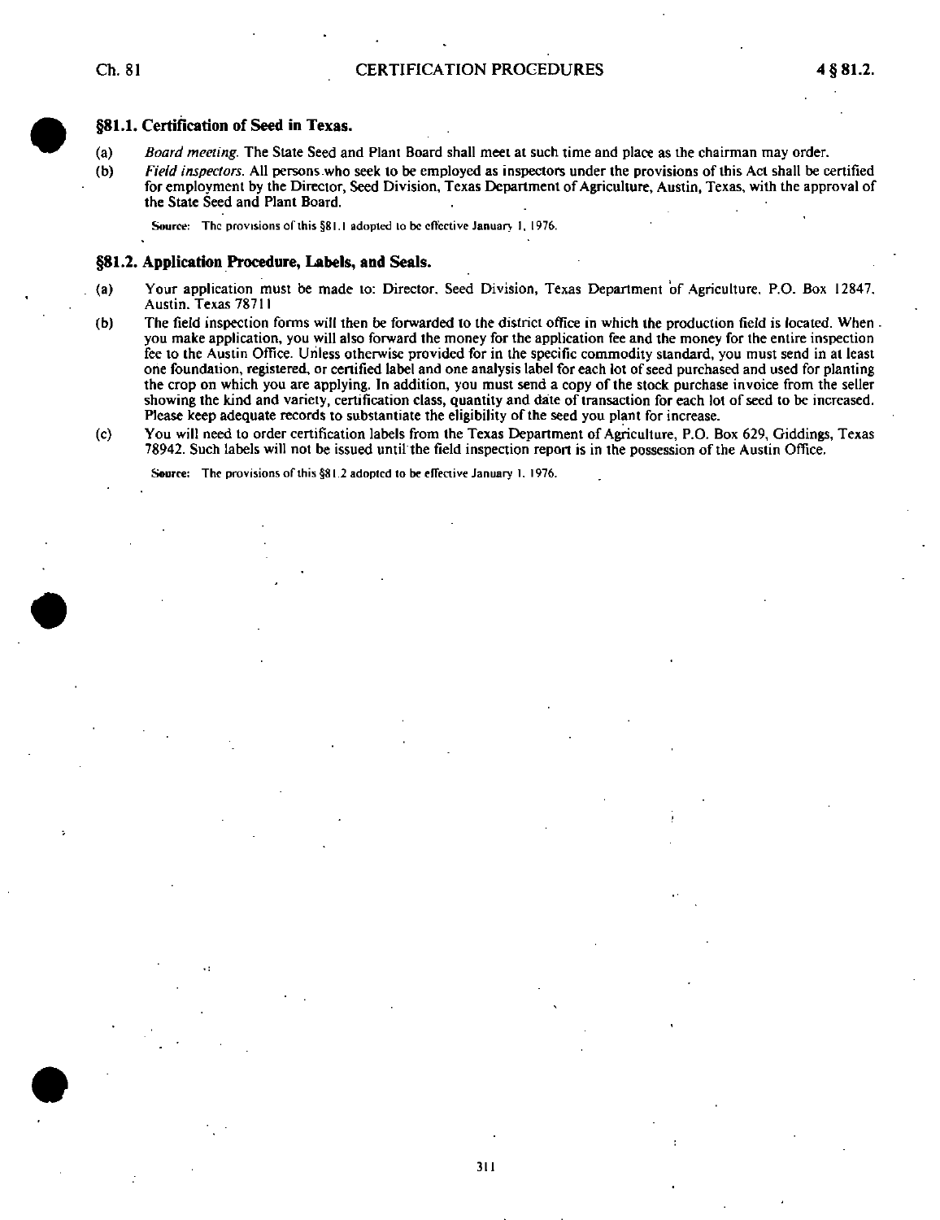## §81.1. Certification of Seed in Texas.

(a) *Board meeting.* The State Seed and Plant Board shall meet at such time and place as the chairman may order.

(b) *Field inspectors.* All persons who seek to be employed as inspectors under the provisions of this Act shall be certified for employment by the Director, Seed Division, Texas Department of Agriculture, Austin, Texas, with the approval of the State Seed and Plant Board.

Source: The provisions of this §81.1 adopted to be effective January 1, 1976.

## §81.2. Application Procedure, Labels, and Seals.

(a) Your application must be made to: Director, Seed Division, Texas Department of Agriculture, P.O. Box 12847, Austin, Texas 78711

(b) The field inspection forms will then be forwarded to the district office in which the production field is located. When you make application, you will also forward the money for the application fee and the money for the entire inspection fee to the Austin Office. Unless otherwise provided for in the specific commodity standard, you must send in at least one foundation, registered, or certified label and one analysis label for each lot of seed purchased and used for planting the crop on which you are applying. In addition, you must send a copy of the stock purchase invoice from the seller showing the kind and variety, certification class, quantity and date of transaction for each lot of seed to be increased. Please keep adequate records to substantiate the eligibility of the seed you plant for increase.

(c) You will need to order certification labels from the Texas Department of Agriculture, P.O. Box 629, Giddings, Texas 78942. Such labels will not be issued until the field inspection report is in the possession of the Austin Office.

Source: The provisions of this §81.2 adopted to be effective January 1, 1976.